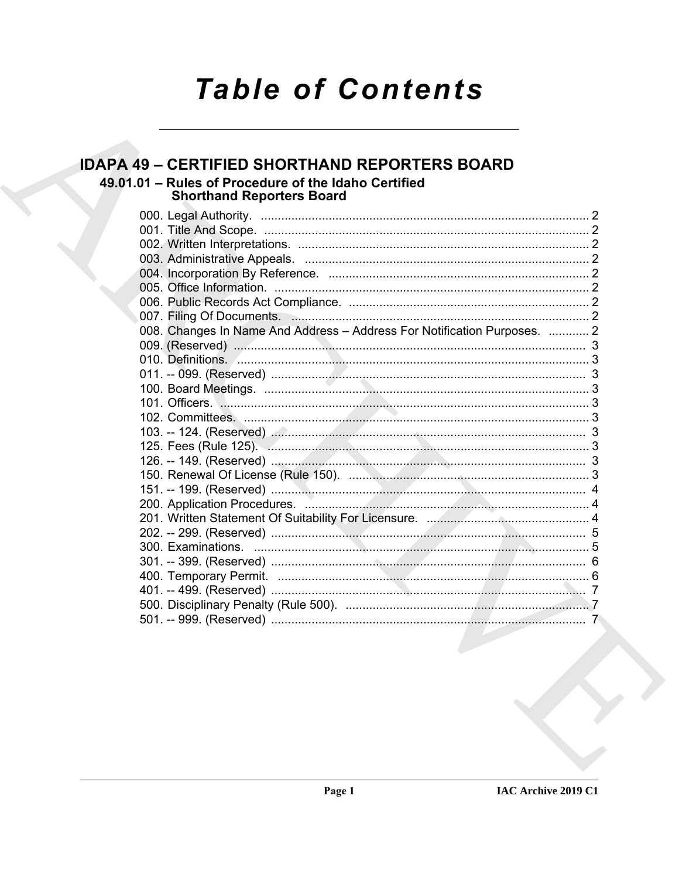# Table of Contents

## IDAPA 49 – CERTIFIED SHORTHAND REPORTERS BOARD

### 49.01.01 – Rules of Procedure of the Idaho Certified Shorthand Reporters Board

000. Legal Authority. ..... 2
001. Title And Scope. ..... 2
002. Written Interpretations. ..... 2
003. Administrative Appeals. ..... 2
004. Incorporation By Reference. ..... 2
005. Office Information. ..... 2
006. Public Records Act Compliance. ..... 2
007. Filing Of Documents. ..... 2
008. Changes In Name And Address – Address For Notification Purposes. ..... 2
009. (Reserved) ..... 3
010. Definitions. ..... 3
011. -- 099. (Reserved) ..... 3
100. Board Meetings. ..... 3
101. Officers. ..... 3
102. Committees. ..... 3
103. -- 124. (Reserved) ..... 3
125. Fees (Rule 125). ..... 3
126. -- 149. (Reserved) ..... 3
150. Renewal Of License (Rule 150). ..... 3
151. -- 199. (Reserved) ..... 4
200. Application Procedures. ..... 4
201. Written Statement Of Suitability For Licensure. ..... 4
202. -- 299. (Reserved) ..... 5
300. Examinations. ..... 5
301. -- 399. (Reserved) ..... 6
400. Temporary Permit. ..... 6
401. -- 499. (Reserved) ..... 7
500. Disciplinary Penalty (Rule 500). ..... 7
501. -- 999. (Reserved) ..... 7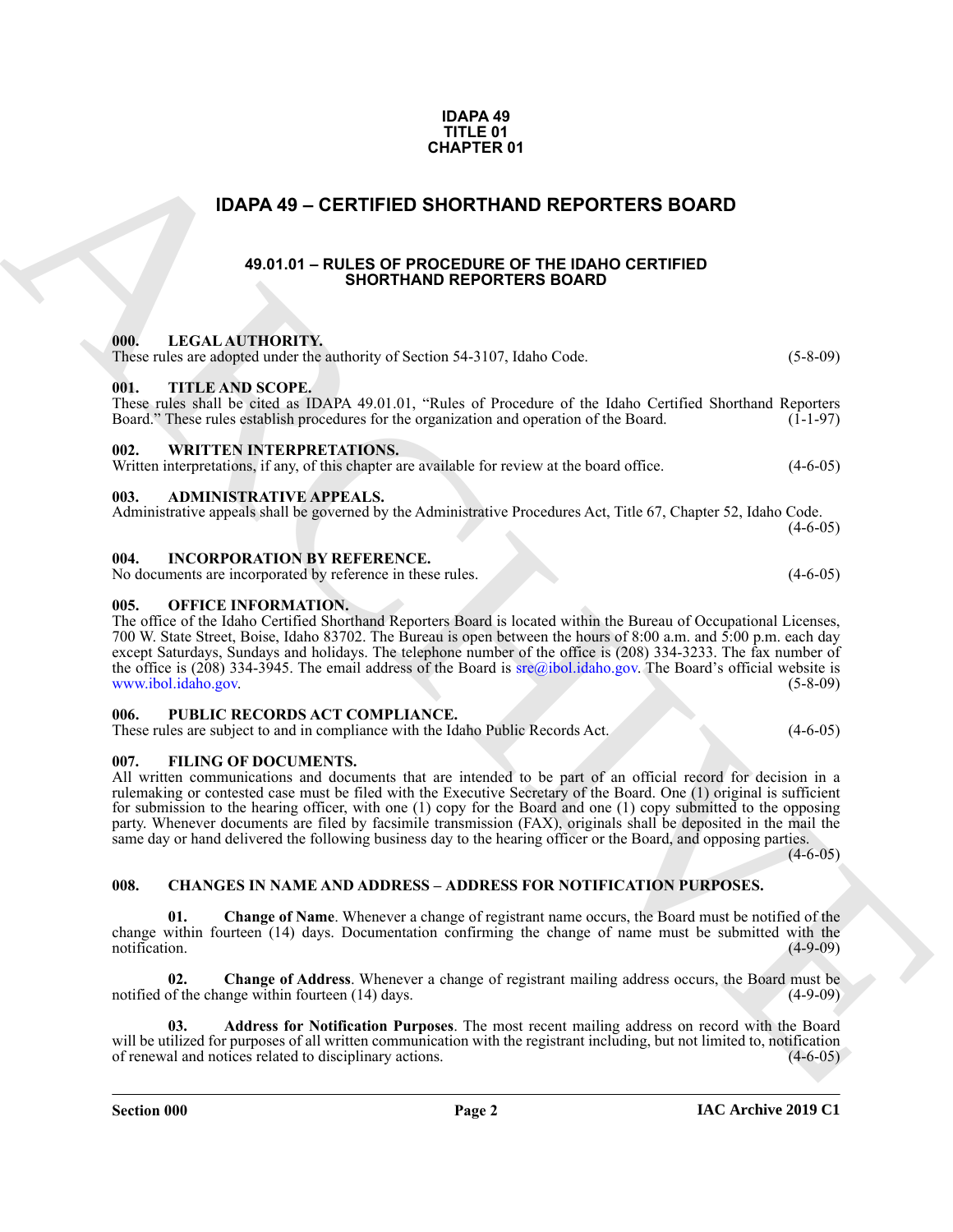**IDAPA 49**
**TITLE 01**
**CHAPTER 01**

# IDAPA 49 – CERTIFIED SHORTHAND REPORTERS BOARD

## 49.01.01 – RULES OF PROCEDURE OF THE IDAHO CERTIFIED SHORTHAND REPORTERS BOARD

### 000. LEGAL AUTHORITY.

These rules are adopted under the authority of Section 54-3107, Idaho Code. (5-8-09)

### 001. TITLE AND SCOPE.

These rules shall be cited as IDAPA 49.01.01, "Rules of Procedure of the Idaho Certified Shorthand Reporters Board." These rules establish procedures for the organization and operation of the Board. (1-1-97)

### 002. WRITTEN INTERPRETATIONS.

Written interpretations, if any, of this chapter are available for review at the board office. (4-6-05)

### 003. ADMINISTRATIVE APPEALS.

Administrative appeals shall be governed by the Administrative Procedures Act, Title 67, Chapter 52, Idaho Code. (4-6-05)

### 004. INCORPORATION BY REFERENCE.

No documents are incorporated by reference in these rules. (4-6-05)

### 005. OFFICE INFORMATION.

The office of the Idaho Certified Shorthand Reporters Board is located within the Bureau of Occupational Licenses, 700 W. State Street, Boise, Idaho 83702. The Bureau is open between the hours of 8:00 a.m. and 5:00 p.m. each day except Saturdays, Sundays and holidays. The telephone number of the office is (208) 334-3233. The fax number of the office is (208) 334-3945. The email address of the Board is sre@ibol.idaho.gov. The Board's official website is www.ibol.idaho.gov. (5-8-09)

### 006. PUBLIC RECORDS ACT COMPLIANCE.

These rules are subject to and in compliance with the Idaho Public Records Act. (4-6-05)

### 007. FILING OF DOCUMENTS.

All written communications and documents that are intended to be part of an official record for decision in a rulemaking or contested case must be filed with the Executive Secretary of the Board. One (1) original is sufficient for submission to the hearing officer, with one (1) copy for the Board and one (1) copy submitted to the opposing party. Whenever documents are filed by facsimile transmission (FAX), originals shall be deposited in the mail the same day or hand delivered the following business day to the hearing officer or the Board, and opposing parties. (4-6-05)

### 008. CHANGES IN NAME AND ADDRESS – ADDRESS FOR NOTIFICATION PURPOSES.

**01. Change of Name**. Whenever a change of registrant name occurs, the Board must be notified of the change within fourteen (14) days. Documentation confirming the change of name must be submitted with the notification. (4-9-09)

**02. Change of Address**. Whenever a change of registrant mailing address occurs, the Board must be notified of the change within fourteen (14) days. (4-9-09)

**03. Address for Notification Purposes**. The most recent mailing address on record with the Board will be utilized for purposes of all written communication with the registrant including, but not limited to, notification of renewal and notices related to disciplinary actions. (4-6-05)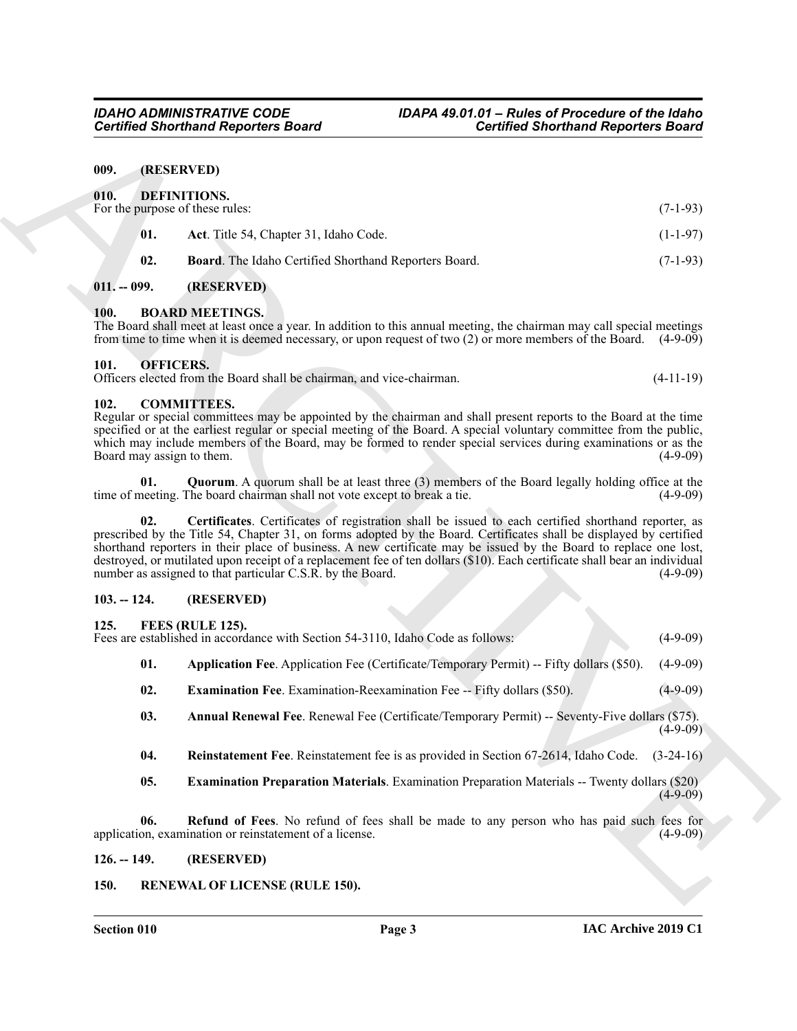## 009. (RESERVED)

## 010. DEFINITIONS.

For the purpose of these rules: (7-1-93)

**01.** **Act**. Title 54, Chapter 31, Idaho Code. (1-1-97)

**02.** **Board**. The Idaho Certified Shorthand Reporters Board. (7-1-93)

## 011. -- 099. (RESERVED)

## 100. BOARD MEETINGS.

The Board shall meet at least once a year. In addition to this annual meeting, the chairman may call special meetings from time to time when it is deemed necessary, or upon request of two (2) or more members of the Board. (4-9-09)

## 101. OFFICERS.

Officers elected from the Board shall be chairman, and vice-chairman. (4-11-19)

## 102. COMMITTEES.

Regular or special committees may be appointed by the chairman and shall present reports to the Board at the time specified or at the earliest regular or special meeting of the Board. A special voluntary committee from the public, which may include members of the Board, may be formed to render special services during examinations or as the Board may assign to them. (4-9-09)

**01.** **Quorum**. A quorum shall be at least three (3) members of the Board legally holding office at the time of meeting. The board chairman shall not vote except to break a tie. (4-9-09)

**02.** **Certificates**. Certificates of registration shall be issued to each certified shorthand reporter, as prescribed by the Title 54, Chapter 31, on forms adopted by the Board. Certificates shall be displayed by certified shorthand reporters in their place of business. A new certificate may be issued by the Board to replace one lost, destroyed, or mutilated upon receipt of a replacement fee of ten dollars ($10). Each certificate shall bear an individual number as assigned to that particular C.S.R. by the Board. (4-9-09)

## 103. -- 124. (RESERVED)

## 125. FEES (RULE 125).

Fees are established in accordance with Section 54-3110, Idaho Code as follows: (4-9-09)

**01.** **Application Fee**. Application Fee (Certificate/Temporary Permit) -- Fifty dollars ($50). (4-9-09)

**02.** **Examination Fee**. Examination-Reexamination Fee -- Fifty dollars ($50). (4-9-09)

**03.** **Annual Renewal Fee**. Renewal Fee (Certificate/Temporary Permit) -- Seventy-Five dollars ($75). (4-9-09)

**04.** **Reinstatement Fee**. Reinstatement fee is as provided in Section 67-2614, Idaho Code. (3-24-16)

**05.** **Examination Preparation Materials**. Examination Preparation Materials -- Twenty dollars ($20) (4-9-09)

**06.** **Refund of Fees**. No refund of fees shall be made to any person who has paid such fees for application, examination or reinstatement of a license. (4-9-09)

## 126. -- 149. (RESERVED)

## 150. RENEWAL OF LICENSE (RULE 150).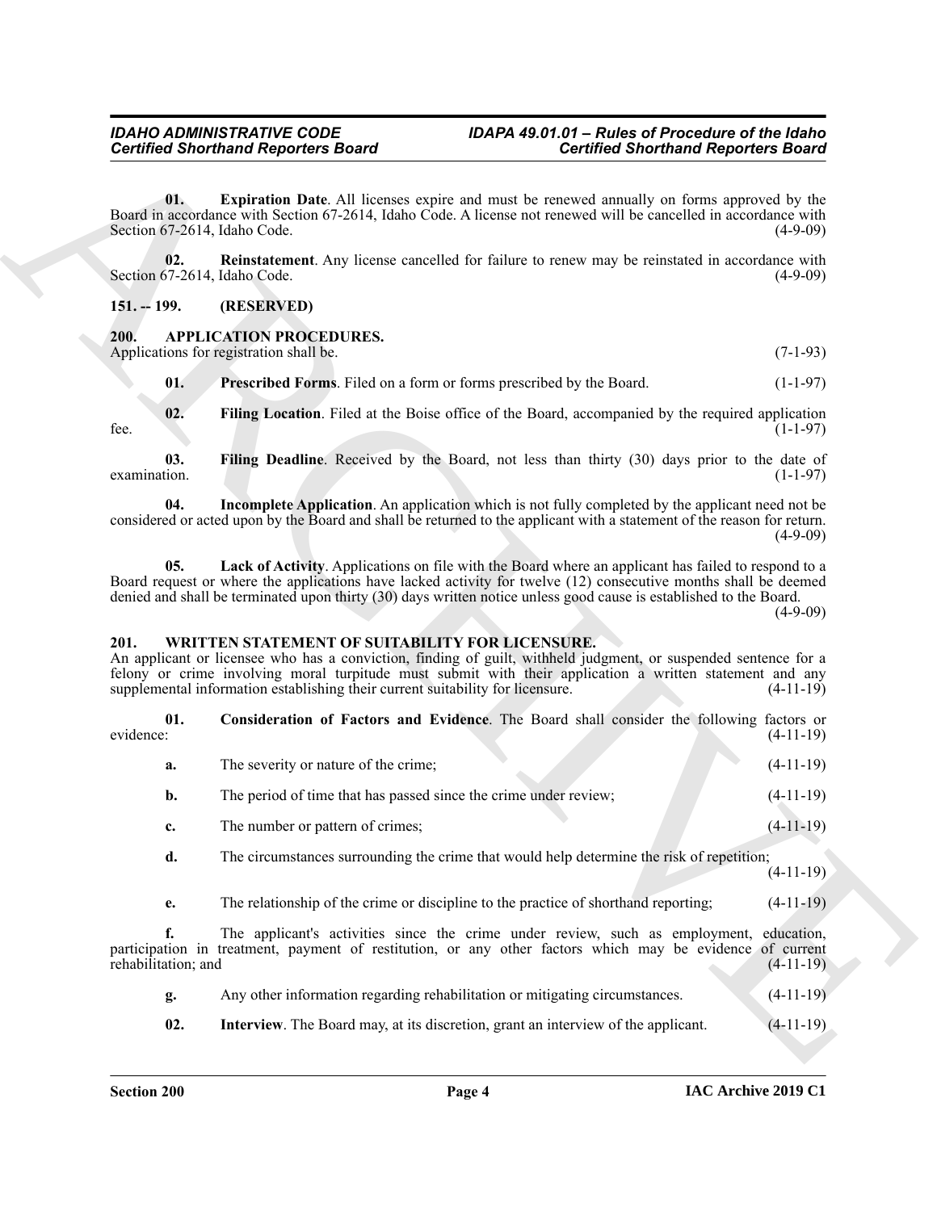**01. Expiration Date**. All licenses expire and must be renewed annually on forms approved by the Board in accordance with Section 67-2614, Idaho Code. A license not renewed will be cancelled in accordance with Section 67-2614, Idaho Code. (4-9-09)

**02. Reinstatement**. Any license cancelled for failure to renew may be reinstated in accordance with Section 67-2614, Idaho Code. (4-9-09)

## 151. -- 199. (RESERVED)

## 200. APPLICATION PROCEDURES.

Applications for registration shall be. (7-1-93)

**01. Prescribed Forms**. Filed on a form or forms prescribed by the Board. (1-1-97)

**02. Filing Location**. Filed at the Boise office of the Board, accompanied by the required application fee. (1-1-97)

**03. Filing Deadline**. Received by the Board, not less than thirty (30) days prior to the date of examination. (1-1-97)

**04. Incomplete Application**. An application which is not fully completed by the applicant need not be considered or acted upon by the Board and shall be returned to the applicant with a statement of the reason for return. (4-9-09)

**05. Lack of Activity**. Applications on file with the Board where an applicant has failed to respond to a Board request or where the applications have lacked activity for twelve (12) consecutive months shall be deemed denied and shall be terminated upon thirty (30) days written notice unless good cause is established to the Board. (4-9-09)

## 201. WRITTEN STATEMENT OF SUITABILITY FOR LICENSURE.

An applicant or licensee who has a conviction, finding of guilt, withheld judgment, or suspended sentence for a felony or crime involving moral turpitude must submit with their application a written statement and any supplemental information establishing their current suitability for licensure. (4-11-19)

**01. Consideration of Factors and Evidence**. The Board shall consider the following factors or evidence: (4-11-19)

**a.** The severity or nature of the crime; (4-11-19)

**b.** The period of time that has passed since the crime under review; (4-11-19)

**c.** The number or pattern of crimes; (4-11-19)

**d.** The circumstances surrounding the crime that would help determine the risk of repetition; (4-11-19)

**e.** The relationship of the crime or discipline to the practice of shorthand reporting; (4-11-19)

**f.** The applicant's activities since the crime under review, such as employment, education, participation in treatment, payment of restitution, or any other factors which may be evidence of current rehabilitation; and (4-11-19)

**g.** Any other information regarding rehabilitation or mitigating circumstances. (4-11-19)

**02. Interview**. The Board may, at its discretion, grant an interview of the applicant. (4-11-19)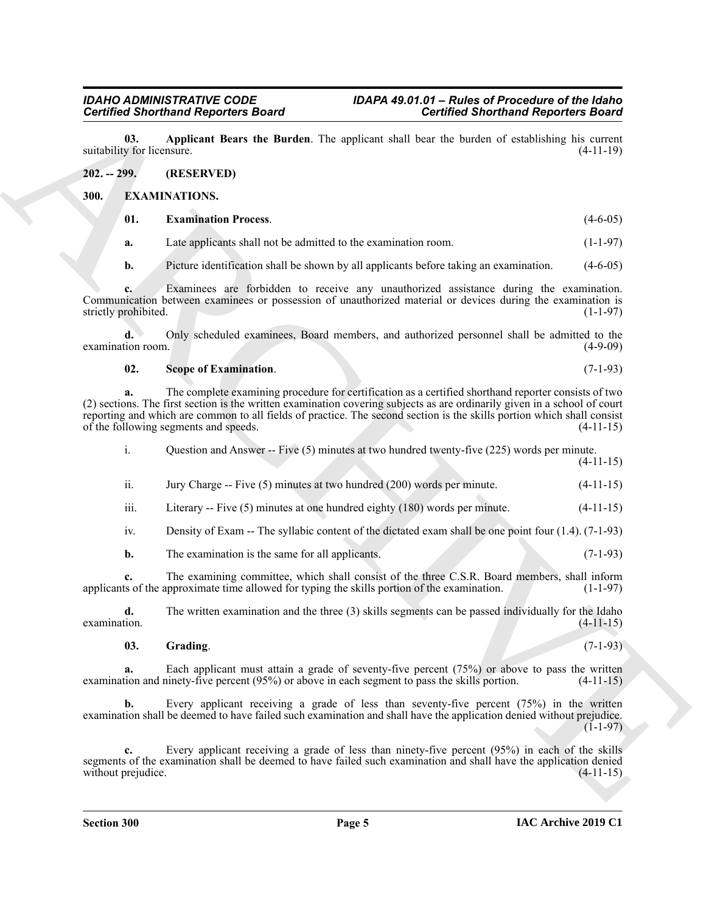**03. Applicant Bears the Burden**. The applicant shall bear the burden of establishing his current suitability for licensure. (4-11-19)

## 202. -- 299. (RESERVED)

## 300. EXAMINATIONS.

**01. Examination Process**. (4-6-05)

**a.** Late applicants shall not be admitted to the examination room. (1-1-97)

**b.** Picture identification shall be shown by all applicants before taking an examination. (4-6-05)

**c.** Examinees are forbidden to receive any unauthorized assistance during the examination. Communication between examinees or possession of unauthorized material or devices during the examination is strictly prohibited. (1-1-97)

**d.** Only scheduled examinees, Board members, and authorized personnel shall be admitted to the examination room. (4-9-09)

**02. Scope of Examination**. (7-1-93)

**a.** The complete examining procedure for certification as a certified shorthand reporter consists of two (2) sections. The first section is the written examination covering subjects as are ordinarily given in a school of court reporting and which are common to all fields of practice. The second section is the skills portion which shall consist of the following segments and speeds. (4-11-15)

i. Question and Answer -- Five (5) minutes at two hundred twenty-five (225) words per minute. (4-11-15)

ii. Jury Charge -- Five (5) minutes at two hundred (200) words per minute. (4-11-15)

iii. Literary -- Five (5) minutes at one hundred eighty (180) words per minute. (4-11-15)

iv. Density of Exam -- The syllabic content of the dictated exam shall be one point four (1.4). (7-1-93)

**b.** The examination is the same for all applicants. (7-1-93)

**c.** The examining committee, which shall consist of the three C.S.R. Board members, shall inform applicants of the approximate time allowed for typing the skills portion of the examination. (1-1-97)

**d.** The written examination and the three (3) skills segments can be passed individually for the Idaho examination. (4-11-15)

**03. Grading**. (7-1-93)

**a.** Each applicant must attain a grade of seventy-five percent (75%) or above to pass the written examination and ninety-five percent (95%) or above in each segment to pass the skills portion. (4-11-15)

**b.** Every applicant receiving a grade of less than seventy-five percent (75%) in the written examination shall be deemed to have failed such examination and shall have the application denied without prejudice. (1-1-97)

**c.** Every applicant receiving a grade of less than ninety-five percent (95%) in each of the skills segments of the examination shall be deemed to have failed such examination and shall have the application denied without prejudice. (4-11-15)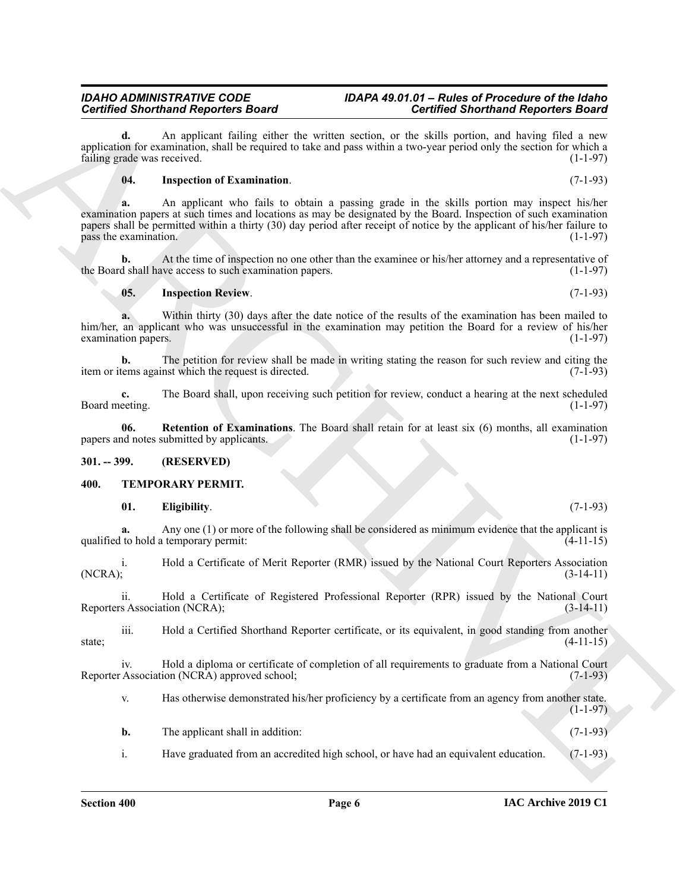**d.** An applicant failing either the written section, or the skills portion, and having filed a new application for examination, shall be required to take and pass within a two-year period only the section for which a failing grade was received. (1-1-97)

**04. Inspection of Examination**. (7-1-93)

**a.** An applicant who fails to obtain a passing grade in the skills portion may inspect his/her examination papers at such times and locations as may be designated by the Board. Inspection of such examination papers shall be permitted within a thirty (30) day period after receipt of notice by the applicant of his/her failure to pass the examination. (1-1-97)

**b.** At the time of inspection no one other than the examinee or his/her attorney and a representative of the Board shall have access to such examination papers. (1-1-97)

**05. Inspection Review**. (7-1-93)

**a.** Within thirty (30) days after the date notice of the results of the examination has been mailed to him/her, an applicant who was unsuccessful in the examination may petition the Board for a review of his/her examination papers. (1-1-97)

**b.** The petition for review shall be made in writing stating the reason for such review and citing the item or items against which the request is directed. (7-1-93)

**c.** The Board shall, upon receiving such petition for review, conduct a hearing at the next scheduled Board meeting. (1-1-97)

**06. Retention of Examinations**. The Board shall retain for at least six (6) months, all examination papers and notes submitted by applicants. (1-1-97)

## 301. -- 399. (RESERVED)

## 400. TEMPORARY PERMIT.

**01. Eligibility**. (7-1-93)

**a.** Any one (1) or more of the following shall be considered as minimum evidence that the applicant is qualified to hold a temporary permit: (4-11-15)

i. Hold a Certificate of Merit Reporter (RMR) issued by the National Court Reporters Association (NCRA); (3-14-11)

ii. Hold a Certificate of Registered Professional Reporter (RPR) issued by the National Court Reporters Association (NCRA); (3-14-11)

iii. Hold a Certified Shorthand Reporter certificate, or its equivalent, in good standing from another state; (4-11-15)

iv. Hold a diploma or certificate of completion of all requirements to graduate from a National Court Reporter Association (NCRA) approved school; (7-1-93)

v. Has otherwise demonstrated his/her proficiency by a certificate from an agency from another state. (1-1-97)

**b.** The applicant shall in addition: (7-1-93)

i. Have graduated from an accredited high school, or have had an equivalent education. (7-1-93)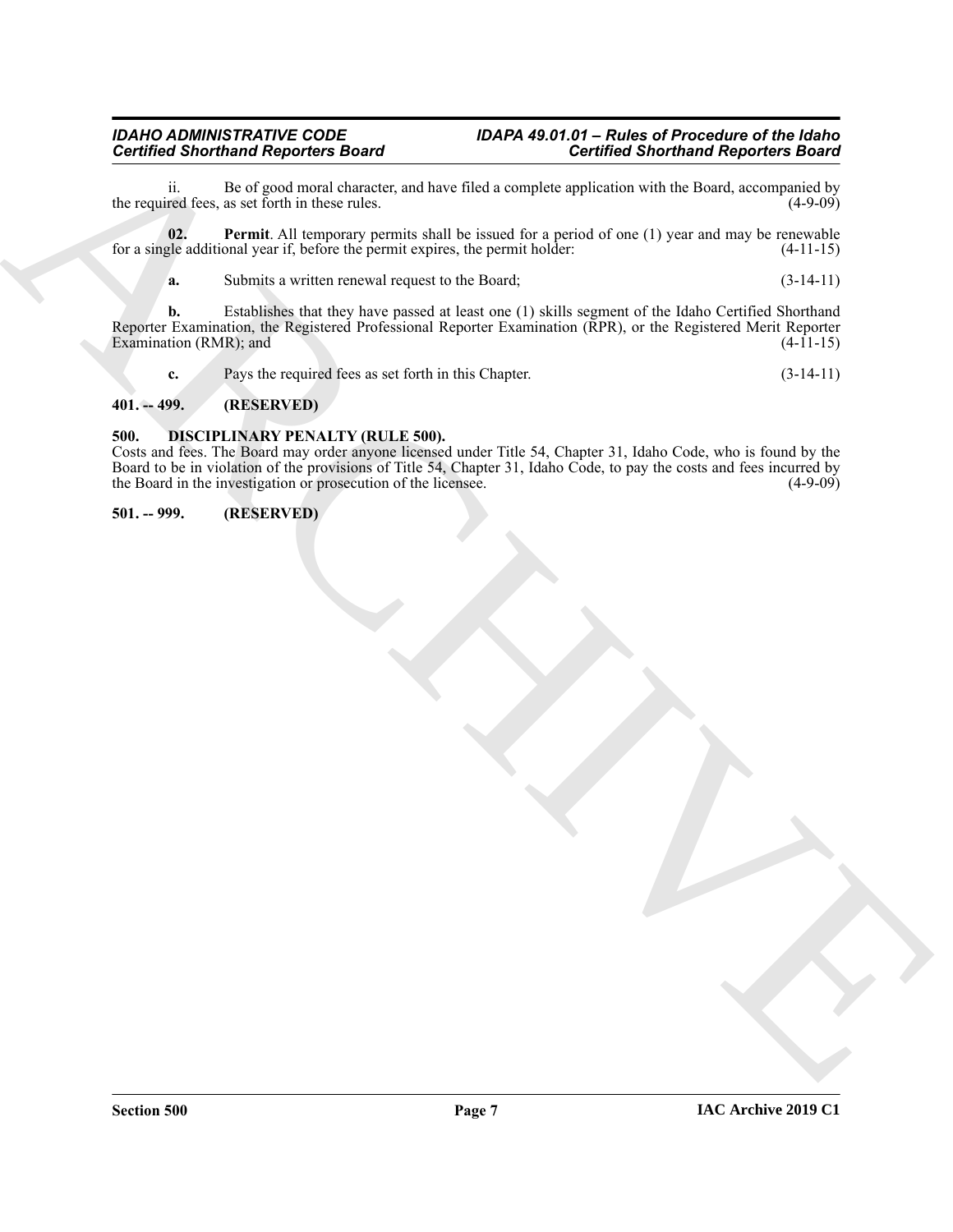ii. Be of good moral character, and have filed a complete application with the Board, accompanied by the required fees, as set forth in these rules. (4-9-09)

**02. Permit**. All temporary permits shall be issued for a period of one (1) year and may be renewable for a single additional year if, before the permit expires, the permit holder: (4-11-15)

**a.** Submits a written renewal request to the Board; (3-14-11)

**b.** Establishes that they have passed at least one (1) skills segment of the Idaho Certified Shorthand Reporter Examination, the Registered Professional Reporter Examination (RPR), or the Registered Merit Reporter Examination (RMR); and (4-11-15)

**c.** Pays the required fees as set forth in this Chapter. (3-14-11)

**401. -- 499. (RESERVED)**

**500. DISCIPLINARY PENALTY (RULE 500).**

Costs and fees. The Board may order anyone licensed under Title 54, Chapter 31, Idaho Code, who is found by the Board to be in violation of the provisions of Title 54, Chapter 31, Idaho Code, to pay the costs and fees incurred by the Board in the investigation or prosecution of the licensee. (4-9-09)

**501. -- 999. (RESERVED)**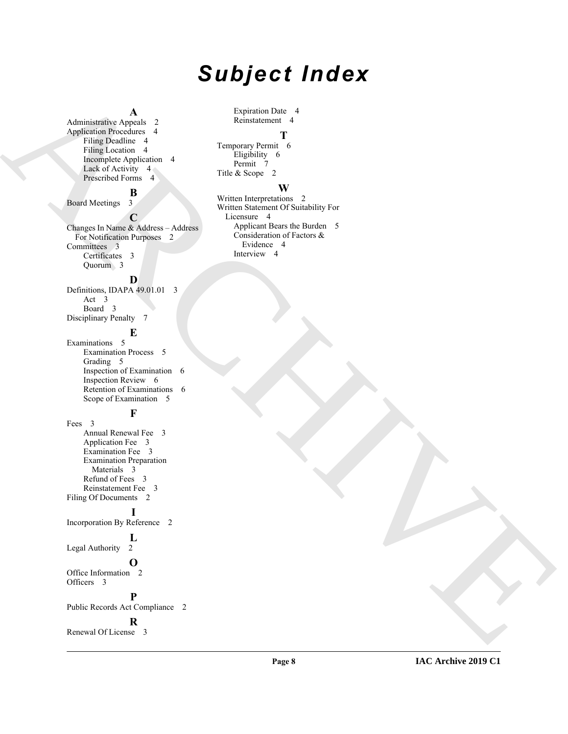# Subject Index

**A**

Administrative Appeals 2
Application Procedures 4
- Filing Deadline 4
- Filing Location 4
- Incomplete Application 4
- Lack of Activity 4
- Prescribed Forms 4

**B**

Board Meetings 3

**C**

Changes In Name & Address – Address For Notification Purposes 2
Committees 3
- Certificates 3
- Quorum 3

**D**

Definitions, IDAPA 49.01.01 3
- Act 3
- Board 3

Disciplinary Penalty 7

**E**

Examinations 5
- Examination Process 5
- Grading 5
- Inspection of Examination 6
- Inspection Review 6
- Retention of Examinations 6
- Scope of Examination 5

**F**

Fees 3
- Annual Renewal Fee 3
- Application Fee 3
- Examination Fee 3
- Examination Preparation Materials 3
- Refund of Fees 3
- Reinstatement Fee 3

Filing Of Documents 2

**I**

Incorporation By Reference 2

**L**

Legal Authority 2

**O**

Office Information 2
Officers 3

**P**

Public Records Act Compliance 2

**R**

Renewal Of License 3
- Expiration Date 4
- Reinstatement 4

**T**

Temporary Permit 6
- Eligibility 6
- Permit 7

Title & Scope 2

**W**

Written Interpretations 2
Written Statement Of Suitability For Licensure 4
- Applicant Bears the Burden 5
- Consideration of Factors & Evidence 4
- Interview 4